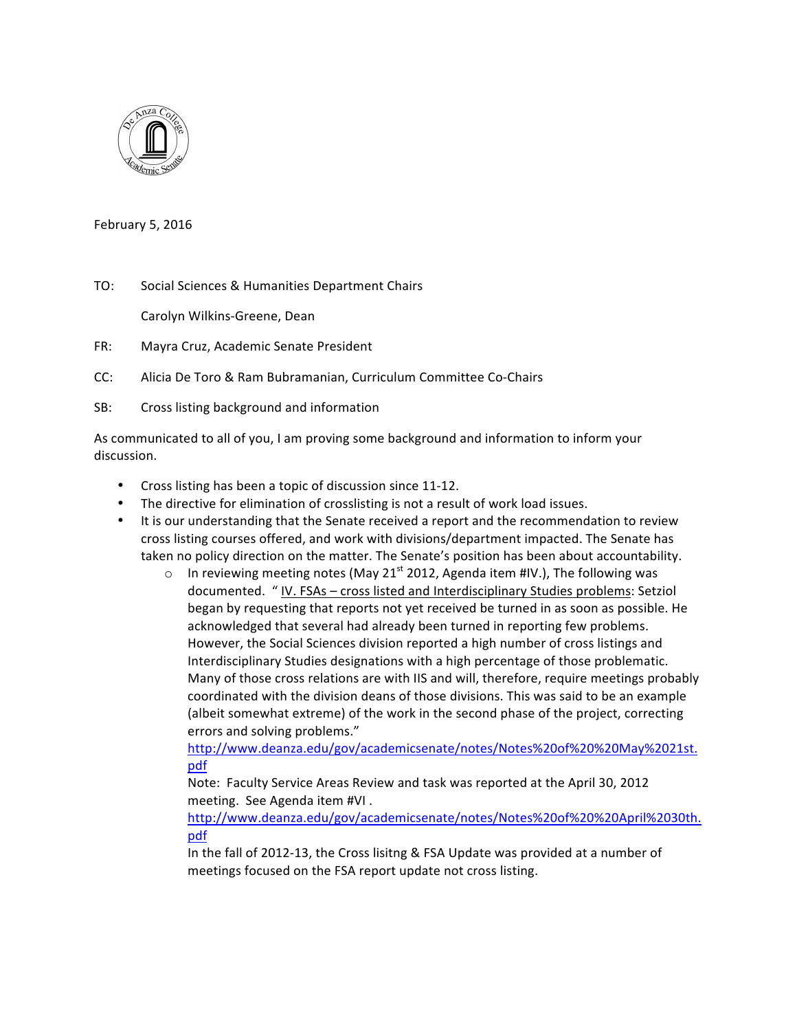February 5, 2016

TO: Social Sciences & Humanities Department Chairs

Carolyn Wilkins-Greene, Dean

FR: Mayra Cruz, Academic Senate President

CC: Alicia De Toro & Ram Bubramanian, Curriculum Committee Co-Chairs

SB: Cross listing background and information

As communicated to all of you, I am proving some background and information to inform your discussion.

- Cross listing has been a topic of discussion since 11-12.
- The directive for elimination of crosslisting is not a result of work load issues.
- It is our understanding that the Senate received a report and the recommendation to review cross listing courses offered, and work with divisions/department impacted. The Senate has taken no policy direction on the matter. The Senate's position has been about accountability.
  - In reviewing meeting notes (May 21st 2012, Agenda item #IV.), The following was documented. " IV. FSAs – cross listed and Interdisciplinary Studies problems: Setziol began by requesting that reports not yet received be turned in as soon as possible. He acknowledged that several had already been turned in reporting few problems. However, the Social Sciences division reported a high number of cross listings and Interdisciplinary Studies designations with a high percentage of those problematic. Many of those cross relations are with IIS and will, therefore, require meetings probably coordinated with the division deans of those divisions. This was said to be an example (albeit somewhat extreme) of the work in the second phase of the project, correcting errors and solving problems."
    http://www.deanza.edu/gov/academicsenate/notes/Notes%20of%20%20May%2021st.pdf
    Note: Faculty Service Areas Review and task was reported at the April 30, 2012 meeting. See Agenda item #VI .
    http://www.deanza.edu/gov/academicsenate/notes/Notes%20of%20%20April%2030th.pdf
    In the fall of 2012-13, the Cross lisitng & FSA Update was provided at a number of meetings focused on the FSA report update not cross listing.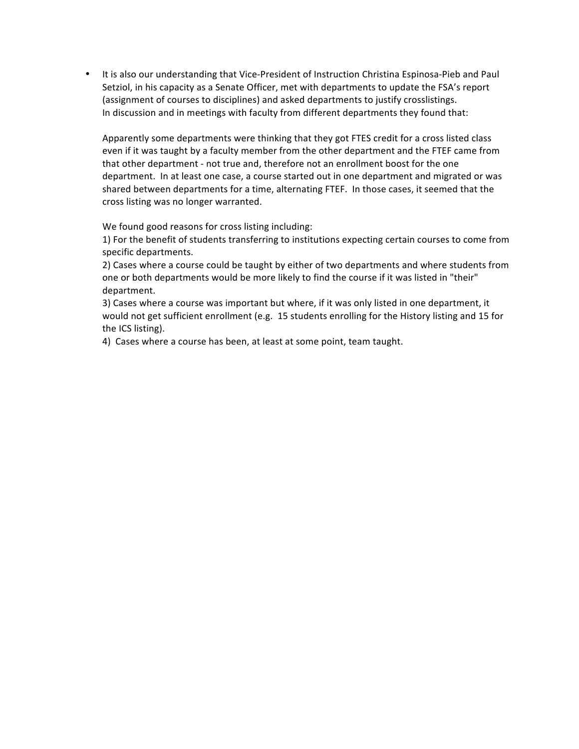- It is also our understanding that Vice-President of Instruction Christina Espinosa-Pieb and Paul Setziol, in his capacity as a Senate Officer, met with departments to update the FSA's report (assignment of courses to disciplines) and asked departments to justify crosslistings.
  In discussion and in meetings with faculty from different departments they found that:

  Apparently some departments were thinking that they got FTES credit for a cross listed class even if it was taught by a faculty member from the other department and the FTEF came from that other department - not true and, therefore not an enrollment boost for the one department. In at least one case, a course started out in one department and migrated or was shared between departments for a time, alternating FTEF. In those cases, it seemed that the cross listing was no longer warranted.

  We found good reasons for cross listing including:
  1) For the benefit of students transferring to institutions expecting certain courses to come from specific departments.
  2) Cases where a course could be taught by either of two departments and where students from one or both departments would be more likely to find the course if it was listed in "their" department.
  3) Cases where a course was important but where, if it was only listed in one department, it would not get sufficient enrollment (e.g. 15 students enrolling for the History listing and 15 for the ICS listing).
  4) Cases where a course has been, at least at some point, team taught.